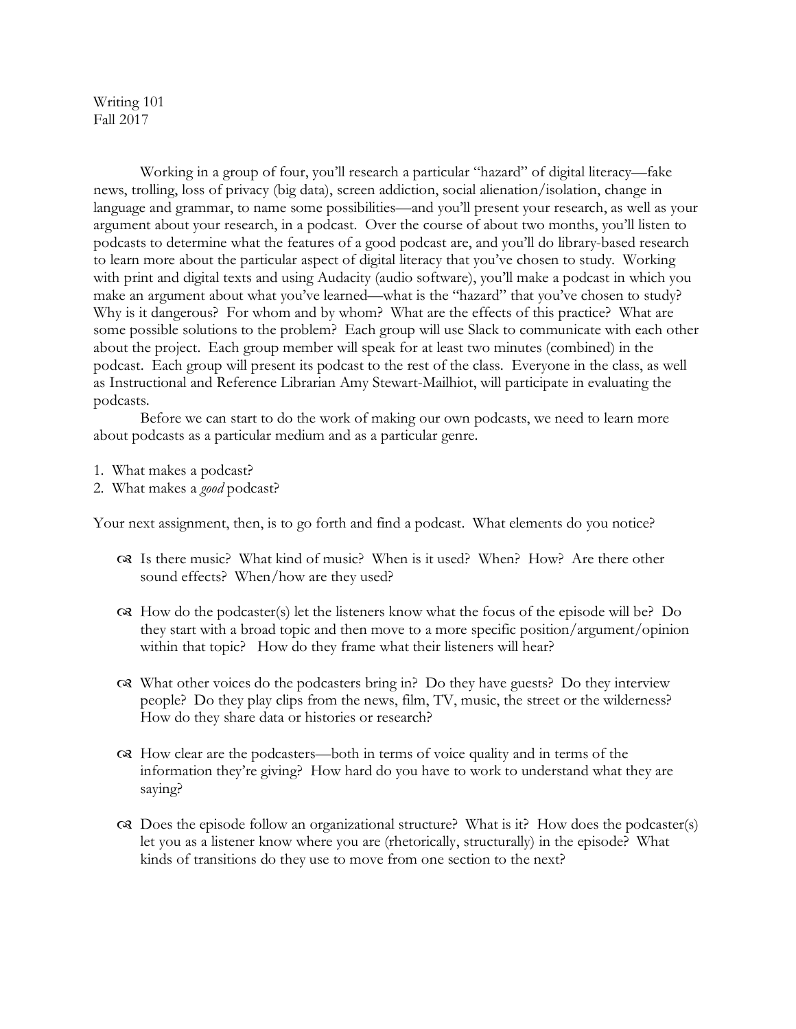Writing 101
Fall 2017

Working in a group of four, you'll research a particular "hazard" of digital literacy—fake news, trolling, loss of privacy (big data), screen addiction, social alienation/isolation, change in language and grammar, to name some possibilities—and you'll present your research, as well as your argument about your research, in a podcast. Over the course of about two months, you'll listen to podcasts to determine what the features of a good podcast are, and you'll do library-based research to learn more about the particular aspect of digital literacy that you've chosen to study. Working with print and digital texts and using Audacity (audio software), you'll make a podcast in which you make an argument about what you've learned—what is the "hazard" that you've chosen to study? Why is it dangerous? For whom and by whom? What are the effects of this practice? What are some possible solutions to the problem? Each group will use Slack to communicate with each other about the project. Each group member will speak for at least two minutes (combined) in the podcast. Each group will present its podcast to the rest of the class. Everyone in the class, as well as Instructional and Reference Librarian Amy Stewart-Mailhiot, will participate in evaluating the podcasts.

Before we can start to do the work of making our own podcasts, we need to learn more about podcasts as a particular medium and as a particular genre.

1. What makes a podcast?
2. What makes a *good* podcast?

Your next assignment, then, is to go forth and find a podcast. What elements do you notice?

- Is there music? What kind of music? When is it used? When? How? Are there other sound effects? When/how are they used?

- How do the podcaster(s) let the listeners know what the focus of the episode will be? Do they start with a broad topic and then move to a more specific position/argument/opinion within that topic? How do they frame what their listeners will hear?

- What other voices do the podcasters bring in? Do they have guests? Do they interview people? Do they play clips from the news, film, TV, music, the street or the wilderness? How do they share data or histories or research?

- How clear are the podcasters—both in terms of voice quality and in terms of the information they're giving? How hard do you have to work to understand what they are saying?

- Does the episode follow an organizational structure? What is it? How does the podcaster(s) let you as a listener know where you are (rhetorically, structurally) in the episode? What kinds of transitions do they use to move from one section to the next?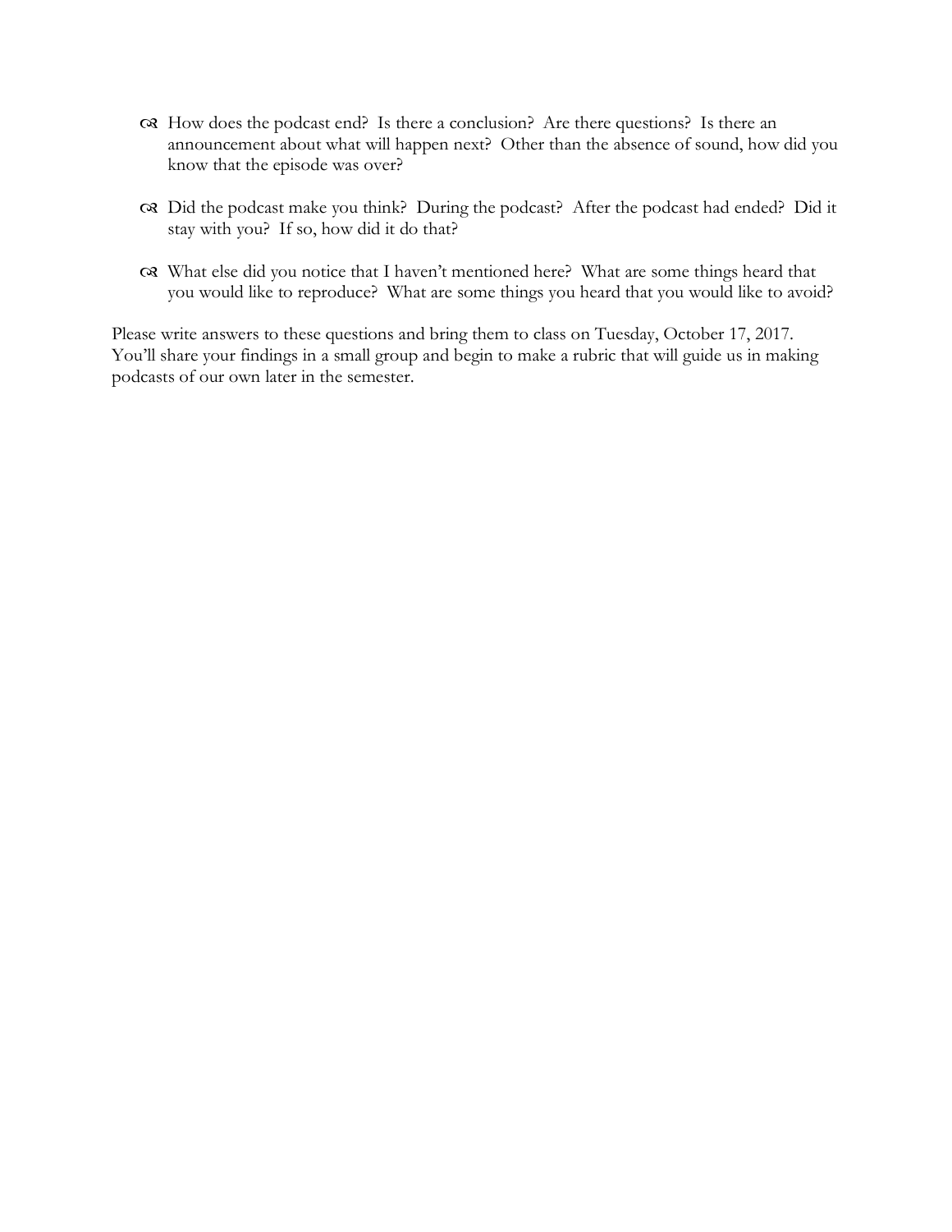- How does the podcast end? Is there a conclusion? Are there questions? Is there an announcement about what will happen next? Other than the absence of sound, how did you know that the episode was over?

- Did the podcast make you think? During the podcast? After the podcast had ended? Did it stay with you? If so, how did it do that?

- What else did you notice that I haven't mentioned here? What are some things heard that you would like to reproduce? What are some things you heard that you would like to avoid?

Please write answers to these questions and bring them to class on Tuesday, October 17, 2017. You'll share your findings in a small group and begin to make a rubric that will guide us in making podcasts of our own later in the semester.